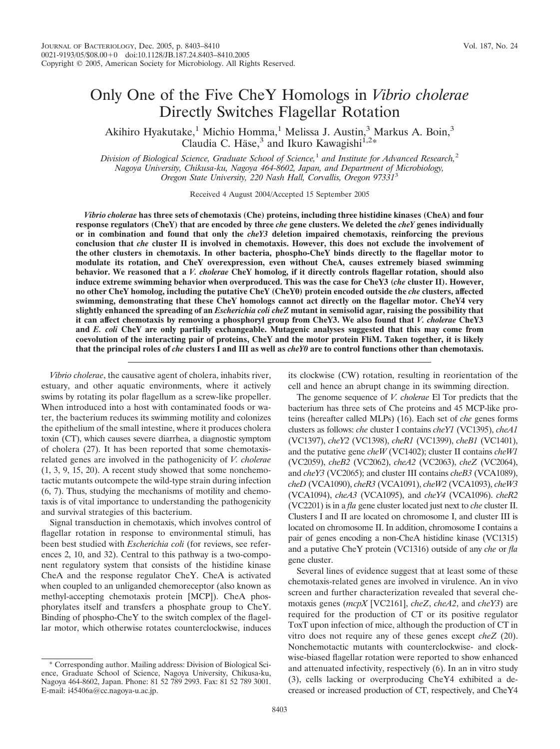# Only One of the Five CheY Homologs in *Vibrio cholerae* Directly Switches Flagellar Rotation

Akihiro Hyakutake,[1] Michio Homma,[1] Melissa J. Austin,[3] Markus A. Boin,[3] Claudia C. Häse,[3] and Ikuro Kawagishi[1,2]*

*Division of Biological Science, Graduate School of Science,[1] and Institute for Advanced Research,[2] Nagoya University, Chikusa-ku, Nagoya 464-8602, Japan, and Department of Microbiology, Oregon State University, 220 Nash Hall, Corvallis, Oregon 97331[3]*

Received 4 August 2004/Accepted 15 September 2005

***Vibrio cholerae* has three sets of chemotaxis (Che) proteins, including three histidine kinases (CheA) and four response regulators (CheY) that are encoded by three *che* gene clusters. We deleted the *cheY* genes individually or in combination and found that only the *cheY3* deletion impaired chemotaxis, reinforcing the previous conclusion that *che* cluster II is involved in chemotaxis. However, this does not exclude the involvement of the other clusters in chemotaxis. In other bacteria, phospho-CheY binds directly to the flagellar motor to modulate its rotation, and CheY overexpression, even without CheA, causes extremely biased swimming behavior. We reasoned that a *V. cholerae* CheY homolog, if it directly controls flagellar rotation, should also induce extreme swimming behavior when overproduced. This was the case for CheY3 (*che* cluster II). However, no other CheY homolog, including the putative CheY (CheY0) protein encoded outside the *che* clusters, affected swimming, demonstrating that these CheY homologs cannot act directly on the flagellar motor. CheY4 very slightly enhanced the spreading of an *Escherichia coli cheZ* mutant in semisolid agar, raising the possibility that it can affect chemotaxis by removing a phosphoryl group from CheY3. We also found that *V. cholerae* CheY3 and *E. coli* CheY are only partially exchangeable. Mutagenic analyses suggested that this may come from coevolution of the interacting pair of proteins, CheY and the motor protein FliM. Taken together, it is likely that the principal roles of *che* clusters I and III as well as *cheY0* are to control functions other than chemotaxis.**

*Vibrio cholerae*, the causative agent of cholera, inhabits river, estuary, and other aquatic environments, where it actively swims by rotating its polar flagellum as a screw-like propeller. When introduced into a host with contaminated foods or water, the bacterium reduces its swimming motility and colonizes the epithelium of the small intestine, where it produces cholera toxin (CT), which causes severe diarrhea, a diagnostic symptom of cholera (27). It has been reported that some chemotaxis-related genes are involved in the pathogenicity of *V. cholerae* (1, 3, 9, 15, 20). A recent study showed that some nonchemotactic mutants outcompete the wild-type strain during infection (6, 7). Thus, studying the mechanisms of motility and chemotaxis is of vital importance to understanding the pathogenicity and survival strategies of this bacterium.

Signal transduction in chemotaxis, which involves control of flagellar rotation in response to environmental stimuli, has been best studied with *Escherichia coli* (for reviews, see references 2, 10, and 32). Central to this pathway is a two-component regulatory system that consists of the histidine kinase CheA and the response regulator CheY. CheA is activated when coupled to an unliganded chemoreceptor (also known as methyl-accepting chemotaxis protein [MCP]). CheA phosphorylates itself and transfers a phosphate group to CheY. Binding of phospho-CheY to the switch complex of the flagellar motor, which otherwise rotates counterclockwise, induces its clockwise (CW) rotation, resulting in reorientation of the cell and hence an abrupt change in its swimming direction.

The genome sequence of *V. cholerae* El Tor predicts that the bacterium has three sets of Che proteins and 45 MCP-like proteins (hereafter called MLPs) (16). Each set of *che* genes forms clusters as follows: *che* cluster I contains *cheY1* (VC1395), *cheA1* (VC1397), *cheY2* (VC1398), *cheR1* (VC1399), *cheB1* (VC1401), and the putative gene *cheW* (VC1402); cluster II contains *cheW1* (VC2059), *cheB2* (VC2062), *cheA2* (VC2063), *cheZ* (VC2064), and *cheY3* (VC2065); and cluster III contains *cheB3* (VCA1089), *cheD* (VCA1090), *cheR3* (VCA1091), *cheW2* (VCA1093), *cheW3* (VCA1094), *cheA3* (VCA1095), and *cheY4* (VCA1096). *cheR2* (VC2201) is in a *fla* gene cluster located just next to *che* cluster II. Clusters I and II are located on chromosome I, and cluster III is located on chromosome II. In addition, chromosome I contains a pair of genes encoding a non-CheA histidine kinase (VC1315) and a putative CheY protein (VC1316) outside of any *che* or *fla* gene cluster.

Several lines of evidence suggest that at least some of these chemotaxis-related genes are involved in virulence. An in vivo screen and further characterization revealed that several chemotaxis genes (*mcpX* [VC2161], *cheZ*, *cheA2*, and *cheY3*) are required for the production of CT or its positive regulator ToxT upon infection of mice, although the production of CT in vitro does not require any of these genes except *cheZ* (20). Nonchemotactic mutants with counterclockwise- and clockwise-biased flagellar rotation were reported to show enhanced and attenuated infectivity, respectively (6). In an in vitro study (3), cells lacking or overproducing CheY4 exhibited a decreased or increased production of CT, respectively, and CheY4

---

\* Corresponding author. Mailing address: Division of Biological Science, Graduate School of Science, Nagoya University, Chikusa-ku, Nagoya 464-8602, Japan. Phone: 81 52 789 2993. Fax: 81 52 789 3001. E-mail: i45406a@cc.nagoya-u.ac.jp.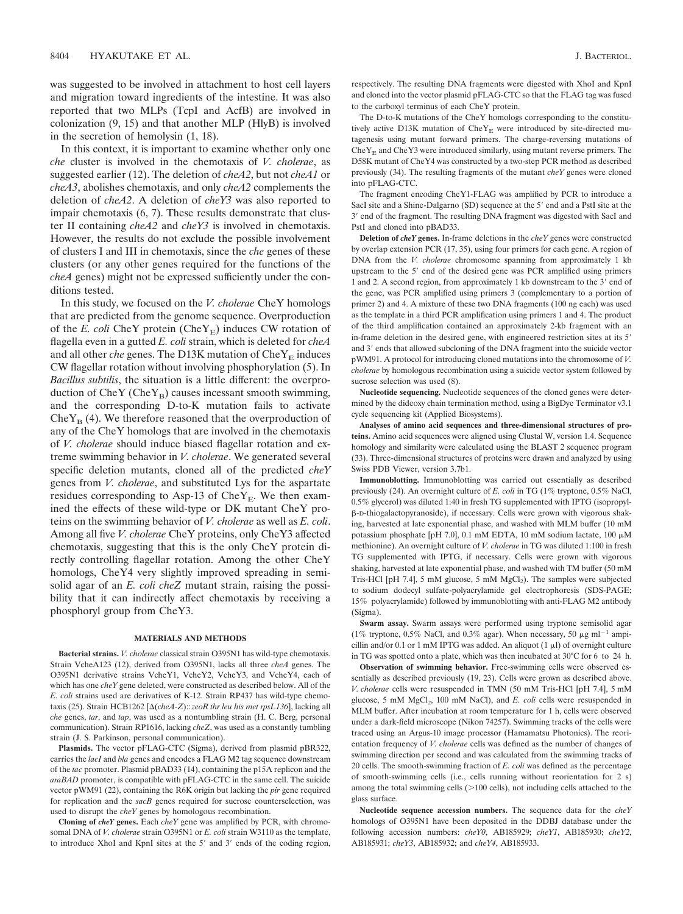was suggested to be involved in attachment to host cell layers and migration toward ingredients of the intestine. It was also reported that two MLPs (TcpI and AcfB) are involved in colonization (9, 15) and that another MLP (HlyB) is involved in the secretion of hemolysin (1, 18).

In this context, it is important to examine whether only one *che* cluster is involved in the chemotaxis of *V. cholerae*, as suggested earlier (12). The deletion of *cheA2*, but not *cheA1* or *cheA3*, abolishes chemotaxis, and only *cheA2* complements the deletion of *cheA2*. A deletion of *cheY3* was also reported to impair chemotaxis (6, 7). These results demonstrate that cluster II containing *cheA2* and *cheY3* is involved in chemotaxis. However, the results do not exclude the possible involvement of clusters I and III in chemotaxis, since the *che* genes of these clusters (or any other genes required for the functions of the *cheA* genes) might not be expressed sufficiently under the conditions tested.

In this study, we focused on the *V. cholerae* CheY homologs that are predicted from the genome sequence. Overproduction of the *E. coli* CheY protein ($CheY_E$) induces CW rotation of flagella even in a gutted *E. coli* strain, which is deleted for *cheA* and all other *che* genes. The D13K mutation of $CheY_E$ induces CW flagellar rotation without involving phosphorylation (5). In *Bacillus subtilis*, the situation is a little different: the overproduction of CheY ($CheY_B$) causes incessant smooth swimming, and the corresponding D-to-K mutation fails to activate $CheY_B$ (4). We therefore reasoned that the overproduction of any of the CheY homologs that are involved in the chemotaxis of *V. cholerae* should induce biased flagellar rotation and extreme swimming behavior in *V. cholerae*. We generated several specific deletion mutants, cloned all of the predicted *cheY* genes from *V. cholerae*, and substituted Lys for the aspartate residues corresponding to Asp-13 of $CheY_E$. We then examined the effects of these wild-type or DK mutant CheY proteins on the swimming behavior of *V. cholerae* as well as *E. coli*. Among all five *V. cholerae* CheY proteins, only CheY3 affected chemotaxis, suggesting that this is the only CheY protein directly controlling flagellar rotation. Among the other CheY homologs, CheY4 very slightly improved spreading in semisolid agar of an *E. coli cheZ* mutant strain, raising the possibility that it can indirectly affect chemotaxis by receiving a phosphoryl group from CheY3.

## MATERIALS AND METHODS

**Bacterial strains.** *V. cholerae* classical strain O395N1 has wild-type chemotaxis. Strain VcheA123 (12), derived from O395N1, lacks all three *cheA* genes. The O395N1 derivative strains VcheY1, VcheY2, VcheY3, and VcheY4, each of which has one *cheY* gene deleted, were constructed as described below. All of the *E. coli* strains used are derivatives of K-12. Strain RP437 has wild-type chemotaxis (25). Strain HCB1262 [Δ(*cheA-Z*)::*zeoR thr leu his met rpsL136*], lacking all *che* genes, *tar*, and *tap*, was used as a nontumbling strain (H. C. Berg, personal communication). Strain RP1616, lacking *cheZ*, was used as a constantly tumbling strain (J. S. Parkinson, personal communication).

**Plasmids.** The vector pFLAG-CTC (Sigma), derived from plasmid pBR322, carries the *lacI* and *bla* genes and encodes a FLAG M2 tag sequence downstream of the *tac* promoter. Plasmid pBAD33 (14), containing the p15A replicon and the *araBAD* promoter, is compatible with pFLAG-CTC in the same cell. The suicide vector pWM91 (22), containing the R6K origin but lacking the *pir* gene required for replication and the *sacB* genes required for sucrose counterselection, was used to disrupt the *cheY* genes by homologous recombination.

**Cloning of *cheY* genes.** Each *cheY* gene was amplified by PCR, with chromosomal DNA of *V. cholerae* strain O395N1 or *E. coli* strain W3110 as the template, to introduce XhoI and KpnI sites at the 5′ and 3′ ends of the coding region, respectively. The resulting DNA fragments were digested with XhoI and KpnI and cloned into the vector plasmid pFLAG-CTC so that the FLAG tag was fused to the carboxyl terminus of each CheY protein.

The D-to-K mutations of the CheY homologs corresponding to the constitutively active D13K mutation of $CheY_E$ were introduced by site-directed mutagenesis using mutant forward primers. The charge-reversing mutations of $CheY_E$ and CheY3 were introduced similarly, using mutant reverse primers. The D58K mutant of CheY4 was constructed by a two-step PCR method as described previously (34). The resulting fragments of the mutant *cheY* genes were cloned into pFLAG-CTC.

The fragment encoding CheY1-FLAG was amplified by PCR to introduce a SacI site and a Shine-Dalgarno (SD) sequence at the 5′ end and a PstI site at the 3′ end of the fragment. The resulting DNA fragment was digested with SacI and PstI and cloned into pBAD33.

**Deletion of *cheY* genes.** In-frame deletions in the *cheY* genes were constructed by overlap extension PCR (17, 35), using four primers for each gene. A region of DNA from the *V. cholerae* chromosome spanning from approximately 1 kb upstream to the 5′ end of the desired gene was PCR amplified using primers 1 and 2. A second region, from approximately 1 kb downstream to the 3′ end of the gene, was PCR amplified using primers 3 (complementary to a portion of primer 2) and 4. A mixture of these two DNA fragments (100 ng each) was used as the template in a third PCR amplification using primers 1 and 4. The product of the third amplification contained an approximately 2-kb fragment with an in-frame deletion in the desired gene, with engineered restriction sites at its 5′ and 3′ ends that allowed subcloning of the DNA fragment into the suicide vector pWM91. A protocol for introducing cloned mutations into the chromosome of *V. cholerae* by homologous recombination using a suicide vector system followed by sucrose selection was used (8).

**Nucleotide sequencing.** Nucleotide sequences of the cloned genes were determined by the dideoxy chain termination method, using a BigDye Terminator v3.1 cycle sequencing kit (Applied Biosystems).

**Analyses of amino acid sequences and three-dimensional structures of proteins.** Amino acid sequences were aligned using Clustal W, version 1.4. Sequence homology and similarity were calculated using the BLAST 2 sequence program (33). Three-dimensional structures of proteins were drawn and analyzed by using Swiss PDB Viewer, version 3.7b1.

**Immunoblotting.** Immunoblotting was carried out essentially as described previously (24). An overnight culture of *E. coli* in TG (1% tryptone, 0.5% NaCl, 0.5% glycerol) was diluted 1:40 in fresh TG supplemented with IPTG (isopropyl-β-D-thiogalactopyranoside), if necessary. Cells were grown with vigorous shaking, harvested at late exponential phase, and washed with MLM buffer (10 mM potassium phosphate [pH 7.0], 0.1 mM EDTA, 10 mM sodium lactate, 100 μM methionine). An overnight culture of *V. cholerae* in TG was diluted 1:100 in fresh TG supplemented with IPTG, if necessary. Cells were grown with vigorous shaking, harvested at late exponential phase, and washed with TM buffer (50 mM Tris-HCl [pH 7.4], 5 mM glucose, 5 mM $MgCl_2$). The samples were subjected to sodium dodecyl sulfate-polyacrylamide gel electrophoresis (SDS-PAGE; 15% polyacrylamide) followed by immunoblotting with anti-FLAG M2 antibody (Sigma).

**Swarm assay.** Swarm assays were performed using tryptone semisolid agar (1% tryptone, 0.5% NaCl, and 0.3% agar). When necessary, 50 μg $ml^{-1}$ ampicillin and/or 0.1 or 1 mM IPTG was added. An aliquot (1 μl) of overnight culture in TG was spotted onto a plate, which was then incubated at 30°C for 6 to 24 h.

**Observation of swimming behavior.** Free-swimming cells were observed essentially as described previously (19, 23). Cells were grown as described above. *V. cholerae* cells were resuspended in TMN (50 mM Tris-HCl [pH 7.4], 5 mM glucose, 5 mM $MgCl_2$, 100 mM NaCl), and *E. coli* cells were resuspended in MLM buffer. After incubation at room temperature for 1 h, cells were observed under a dark-field microscope (Nikon 74257). Swimming tracks of the cells were traced using an Argus-10 image processor (Hamamatsu Photonics). The reorientation frequency of *V. cholerae* cells was defined as the number of changes of swimming direction per second and was calculated from the swimming tracks of 20 cells. The smooth-swimming fraction of *E. coli* was defined as the percentage of smooth-swimming cells (i.e., cells running without reorientation for 2 s) among the total swimming cells (>100 cells), not including cells attached to the glass surface.

**Nucleotide sequence accession numbers.** The sequence data for the *cheY* homologs of O395N1 have been deposited in the DDBJ database under the following accession numbers: *cheY0*, AB185929; *cheY1*, AB185930; *cheY2*, AB185931; *cheY3*, AB185932; and *cheY4*, AB185933.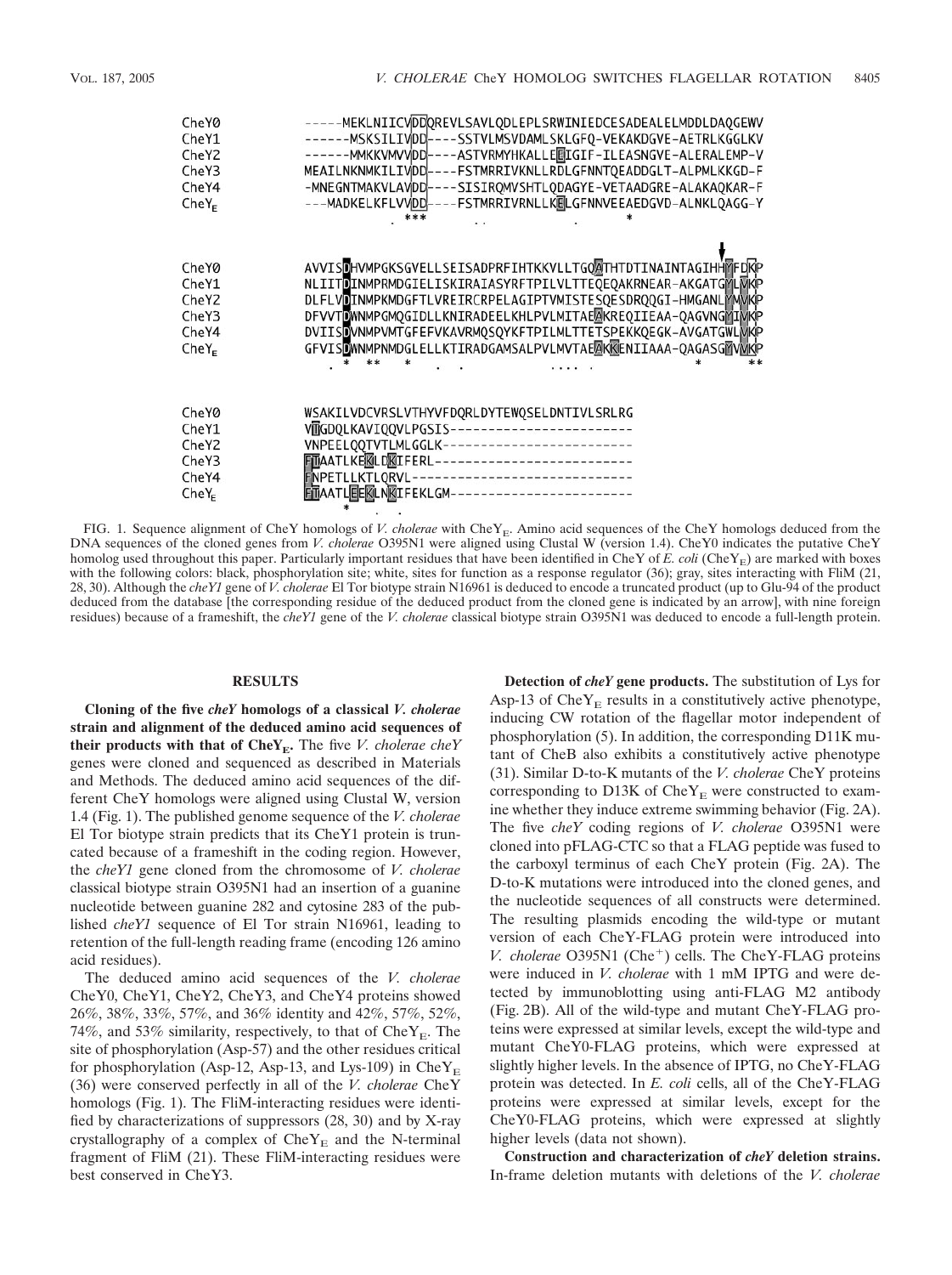```
CheY0   -----MEKLNIICVDDQREVLSAVLQDLEPLSRWINIEDCESADEALELMDDLDAQGEWV
CheY1   ------MSKSILIVDD----SSTVLMSVDAMLSKLGFQ-VEKAKDGVE-AETRLKGGLKV
CheY2   ------MMKKVMVVDD----ASTVRMYHKALLEEIGIF-ILEASNGVE-ALERALEMP-V
CheY3   MEAILNKNMKILIVDD----FSTMRRIVKNLLRDLGFNNTQEADDGLT-ALPMLKKGD-F
CheY4   -MNEGNTMAKVLAVDD----SISIRQMVSHTLQDAGYE-VETAADGRE-ALAKAQKAR-F
CheYE   ---MADKELKFLVVDD----FSTMRRIVRNLLKELGFNNVEEAEDGVD-ALNKLQAGG-Y
                        . ***      . .        .         *

CheY0   AVVISDHVMPGKSGVELLSEISADPRFIHTKKVLLTGQATHTDTINAINTAGIHHYFDKP
CheY1   NLIITDINMPRMDGIELISKIRAIASYRFTPILVLTTEQEQAKRNEAR-AKGATGYLVKP
CheY2   DLFLVDINMPKMDGFTLVREIRCRPELAGIPTVMISTESQESDRQQGI-HMGANLYMVKP
CheY3   DFVVTDWNMPGMQGIDLLKNIRADEELKHLPVLMITAEAKREQIIEAA-QAGVNGYIVKP
CheY4   DVIISDVNMPVMTGFEFVKAVRMQSQYKFTPILMLTTETSPEKKQEGK-AVGATGWLVKP
CheYE   GFVISDWNMPNMDGLELLKTIRADGAMSALPVLMVTAEAKKENIIAAA-QAGASGYVVKP
         .  *  **   *     .  .             .... .            *    **

CheY0   WSAKILVDCVRSLVTHYVFDQRLDYTEWQSELDNTIVLSRLRG
CheY1   VTGDQLKAVIQQVLPGSIS------------------------
CheY2   VNPEELQQTVTLMLGGLK-------------------------
CheY3   FTAATLKEKLDKIFERL--------------------------
CheY4   FNPETLLKTLQRVL-----------------------------
CheYE   FTAATLEEKLNKIFEKLGM------------------------
        *         .  .
```

FIG. 1. Sequence alignment of CheY homologs of *V. cholerae* with $CheY_E$. Amino acid sequences of the CheY homologs deduced from the DNA sequences of the cloned genes from *V. cholerae* O395N1 were aligned using Clustal W (version 1.4). CheY0 indicates the putative CheY homolog used throughout this paper. Particularly important residues that have been identified in CheY of *E. coli* ($CheY_E$) are marked with boxes with the following colors: black, phosphorylation site; white, sites for function as a response regulator (36); gray, sites interacting with FliM (21, 28, 30). Although the *cheY1* gene of *V. cholerae* El Tor biotype strain N16961 is deduced to encode a truncated product (up to Glu-94 of the product deduced from the database [the corresponding residue of the deduced product from the cloned gene is indicated by an arrow], with nine foreign residues) because of a frameshift, the *cheY1* gene of the *V. cholerae* classical biotype strain O395N1 was deduced to encode a full-length protein.

## RESULTS

**Cloning of the five *cheY* homologs of a classical *V. cholerae* strain and alignment of the deduced amino acid sequences of their products with that of $CheY_E$.** The five *V. cholerae cheY* genes were cloned and sequenced as described in Materials and Methods. The deduced amino acid sequences of the different CheY homologs were aligned using Clustal W, version 1.4 (Fig. 1). The published genome sequence of the *V. cholerae* El Tor biotype strain predicts that its CheY1 protein is truncated because of a frameshift in the coding region. However, the *cheY1* gene cloned from the chromosome of *V. cholerae* classical biotype strain O395N1 had an insertion of a guanine nucleotide between guanine 282 and cytosine 283 of the published *cheY1* sequence of El Tor strain N16961, leading to retention of the full-length reading frame (encoding 126 amino acid residues).

The deduced amino acid sequences of the *V. cholerae* CheY0, CheY1, CheY2, CheY3, and CheY4 proteins showed 26%, 38%, 33%, 57%, and 36% identity and 42%, 57%, 52%, 74%, and 53% similarity, respectively, to that of $CheY_E$. The site of phosphorylation (Asp-57) and the other residues critical for phosphorylation (Asp-12, Asp-13, and Lys-109) in $CheY_E$ (36) were conserved perfectly in all of the *V. cholerae* CheY homologs (Fig. 1). The FliM-interacting residues were identified by characterizations of suppressors (28, 30) and by X-ray crystallography of a complex of $CheY_E$ and the N-terminal fragment of FliM (21). These FliM-interacting residues were best conserved in CheY3.

**Detection of *cheY* gene products.** The substitution of Lys for Asp-13 of $CheY_E$ results in a constitutively active phenotype, inducing CW rotation of the flagellar motor independent of phosphorylation (5). In addition, the corresponding D11K mutant of CheB also exhibits a constitutively active phenotype (31). Similar D-to-K mutants of the *V. cholerae* CheY proteins corresponding to D13K of $CheY_E$ were constructed to examine whether they induce extreme swimming behavior (Fig. 2A). The five *cheY* coding regions of *V. cholerae* O395N1 were cloned into pFLAG-CTC so that a FLAG peptide was fused to the carboxyl terminus of each CheY protein (Fig. 2A). The D-to-K mutations were introduced into the cloned genes, and the nucleotide sequences of all constructs were determined. The resulting plasmids encoding the wild-type or mutant version of each CheY-FLAG protein were introduced into *V. cholerae* O395N1 ($Che^+$) cells. The CheY-FLAG proteins were induced in *V. cholerae* with 1 mM IPTG and were detected by immunoblotting using anti-FLAG M2 antibody (Fig. 2B). All of the wild-type and mutant CheY-FLAG proteins were expressed at similar levels, except the wild-type and mutant CheY0-FLAG proteins, which were expressed at slightly higher levels. In the absence of IPTG, no CheY-FLAG protein was detected. In *E. coli* cells, all of the CheY-FLAG proteins were expressed at similar levels, except for the CheY0-FLAG proteins, which were expressed at slightly higher levels (data not shown).

**Construction and characterization of *cheY* deletion strains.** In-frame deletion mutants with deletions of the *V. cholerae*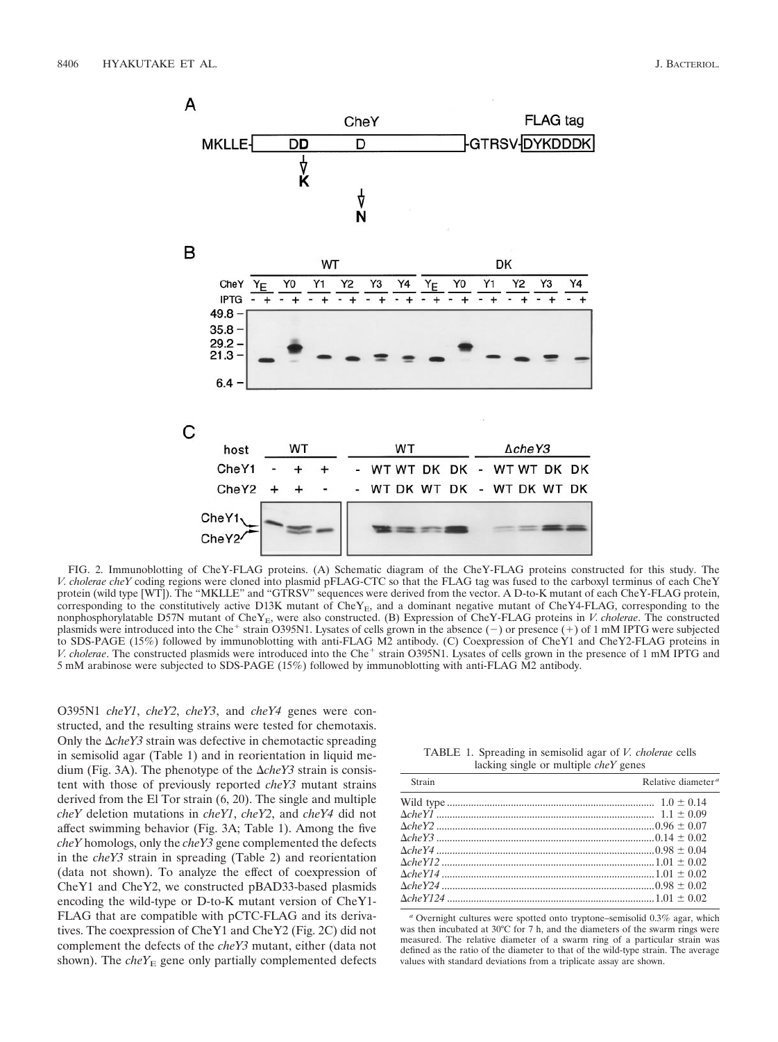FIG. 2. Immunoblotting of CheY-FLAG proteins. (A) Schematic diagram of the CheY-FLAG proteins constructed for this study. The *V. cholerae cheY* coding regions were cloned into plasmid pFLAG-CTC so that the FLAG tag was fused to the carboxyl terminus of each CheY protein (wild type [WT]). The "MKLLE" and "GTRSV" sequences were derived from the vector. A D-to-K mutant of each CheY-FLAG protein, corresponding to the constitutively active D13K mutant of $CheY_E$, and a dominant negative mutant of CheY4-FLAG, corresponding to the nonphosphorylatable D57N mutant of $CheY_E$, were also constructed. (B) Expression of CheY-FLAG proteins in *V. cholerae*. The constructed plasmids were introduced into the $Che^+$ strain O395N1. Lysates of cells grown in the absence (−) or presence (+) of 1 mM IPTG were subjected to SDS-PAGE (15%) followed by immunoblotting with anti-FLAG M2 antibody. (C) Coexpression of CheY1 and CheY2-FLAG proteins in *V. cholerae*. The constructed plasmids were introduced into the $Che^+$ strain O395N1. Lysates of cells grown in the presence of 1 mM IPTG and 5 mM arabinose were subjected to SDS-PAGE (15%) followed by immunoblotting with anti-FLAG M2 antibody.

O395N1 *cheY1*, *cheY2*, *cheY3*, and *cheY4* genes were constructed, and the resulting strains were tested for chemotaxis. Only the Δ*cheY3* strain was defective in chemotactic spreading in semisolid agar (Table 1) and in reorientation in liquid medium (Fig. 3A). The phenotype of the Δ*cheY3* strain is consistent with those of previously reported *cheY3* mutant strains derived from the El Tor strain (6, 20). The single and multiple *cheY* deletion mutations in *cheY1*, *cheY2*, and *cheY4* did not affect swimming behavior (Fig. 3A; Table 1). Among the five *cheY* homologs, only the *cheY3* gene complemented the defects in the *cheY3* strain in spreading (Table 2) and reorientation (data not shown). To analyze the effect of coexpression of CheY1 and CheY2, we constructed pBAD33-based plasmids encoding the wild-type or D-to-K mutant version of CheY1-FLAG that are compatible with pCTC-FLAG and its derivatives. The coexpression of CheY1 and CheY2 (Fig. 2C) did not complement the defects of the *cheY3* mutant, either (data not shown). The $cheY_E$ gene only partially complemented defects

TABLE 1. Spreading in semisolid agar of *V. cholerae* cells lacking single or multiple *cheY* genes

| Strain | Relative diameter[a] |
|---|---|
| Wild type | 1.0 ± 0.14 |
| Δ*cheY1* | 1.1 ± 0.09 |
| Δ*cheY2* | 0.96 ± 0.07 |
| Δ*cheY3* | 0.14 ± 0.02 |
| Δ*cheY4* | 0.98 ± 0.04 |
| Δ*cheY12* | 1.01 ± 0.02 |
| Δ*cheY14* | 1.01 ± 0.02 |
| Δ*cheY24* | 0.98 ± 0.02 |
| Δ*cheY124* | 1.01 ± 0.02 |

[a] Overnight cultures were spotted onto tryptone–semisolid 0.3% agar, which was then incubated at 30°C for 7 h, and the diameters of the swarm rings were measured. The relative diameter of a swarm ring of a particular strain was defined as the ratio of the diameter to that of the wild-type strain. The average values with standard deviations from a triplicate assay are shown.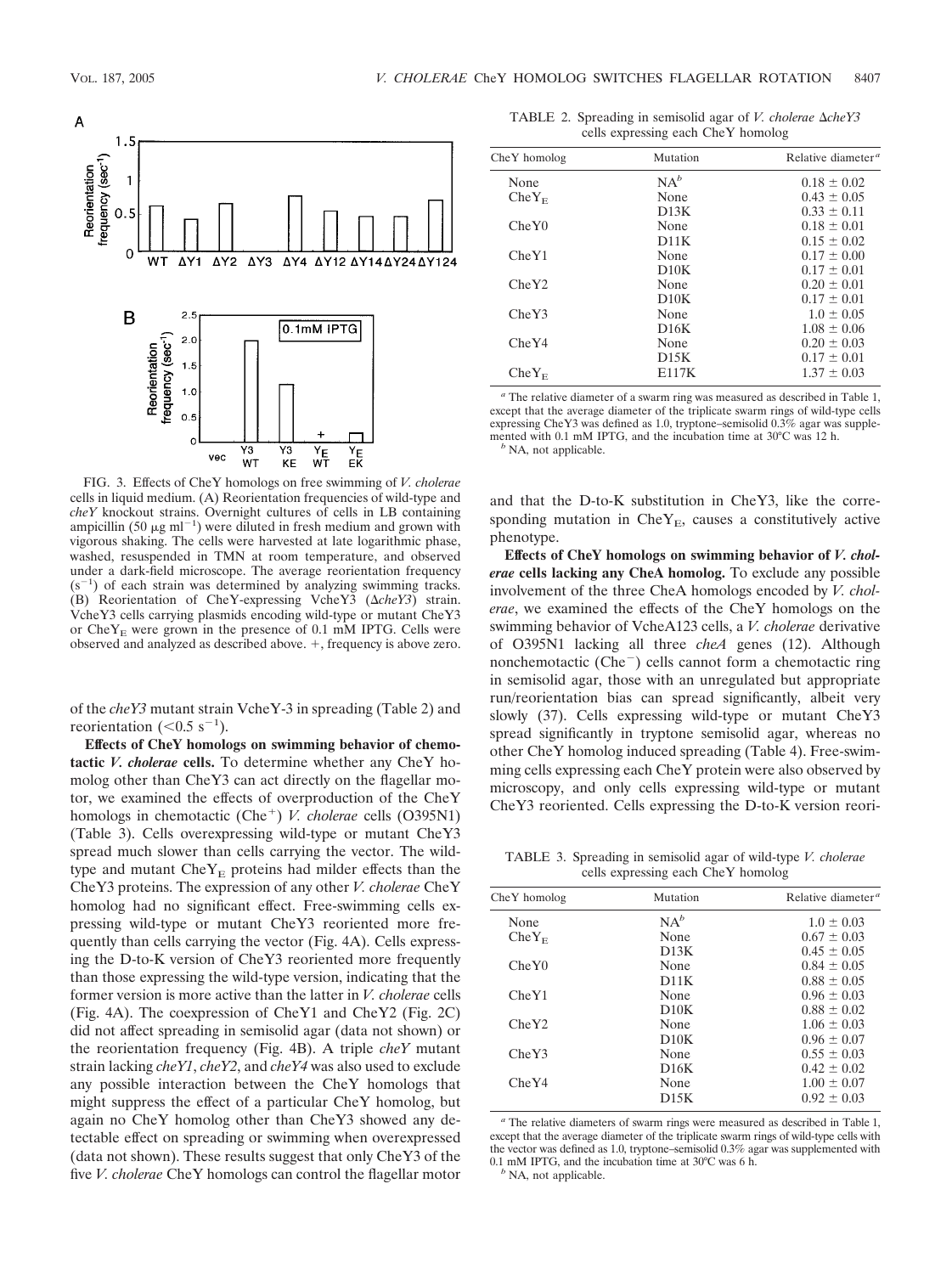FIG. 3. Effects of CheY homologs on free swimming of *V. cholerae* cells in liquid medium. (A) Reorientation frequencies of wild-type and *cheY* knockout strains. Overnight cultures of cells in LB containing ampicillin (50 μg ml$^{-1}$) were diluted in fresh medium and grown with vigorous shaking. The cells were harvested at late logarithmic phase, washed, resuspended in TMN at room temperature, and observed under a dark-field microscope. The average reorientation frequency (s$^{-1}$) of each strain was determined by analyzing swimming tracks. (B) Reorientation of CheY-expressing VcheY3 (Δ*cheY3*) strain. VcheY3 cells carrying plasmids encoding wild-type or mutant CheY3 or $CheY_E$ were grown in the presence of 0.1 mM IPTG. Cells were observed and analyzed as described above. +, frequency is above zero.

of the *cheY3* mutant strain VcheY-3 in spreading (Table 2) and reorientation (<0.5 s$^{-1}$).

**Effects of CheY homologs on swimming behavior of chemotactic *V. cholerae* cells.** To determine whether any CheY homolog other than CheY3 can act directly on the flagellar motor, we examined the effects of overproduction of the CheY homologs in chemotactic (Che$^+$) *V. cholerae* cells (O395N1) (Table 3). Cells overexpressing wild-type or mutant CheY3 spread much slower than cells carrying the vector. The wild-type and mutant $CheY_E$ proteins had milder effects than the CheY3 proteins. The expression of any other *V. cholerae* CheY homolog had no significant effect. Free-swimming cells expressing wild-type or mutant CheY3 reoriented more frequently than cells carrying the vector (Fig. 4A). Cells expressing the D-to-K version of CheY3 reoriented more frequently than those expressing the wild-type version, indicating that the former version is more active than the latter in *V. cholerae* cells (Fig. 4A). The coexpression of CheY1 and CheY2 (Fig. 2C) did not affect spreading in semisolid agar (data not shown) or the reorientation frequency (Fig. 4B). A triple *cheY* mutant strain lacking *cheY1*, *cheY2*, and *cheY4* was also used to exclude any possible interaction between the CheY homologs that might suppress the effect of a particular CheY homolog, but again no CheY homolog other than CheY3 showed any detectable effect on spreading or swimming when overexpressed (data not shown). These results suggest that only CheY3 of the five *V. cholerae* CheY homologs can control the flagellar motor

TABLE 2. Spreading in semisolid agar of *V. cholerae* Δ*cheY3* cells expressing each CheY homolog

| CheY homolog | Mutation | Relative diameter[a] |
|---|---|---|
| None | NA[b] | 0.18 ± 0.02 |
| $CheY_E$ | None | 0.43 ± 0.05 |
| | D13K | 0.33 ± 0.11 |
| CheY0 | None | 0.18 ± 0.01 |
| | D11K | 0.15 ± 0.02 |
| CheY1 | None | 0.17 ± 0.00 |
| | D10K | 0.17 ± 0.01 |
| CheY2 | None | 0.20 ± 0.01 |
| | D10K | 0.17 ± 0.01 |
| CheY3 | None | 1.0 ± 0.05 |
| | D16K | 1.08 ± 0.06 |
| CheY4 | None | 0.20 ± 0.03 |
| | D15K | 0.17 ± 0.01 |
| $CheY_E$ | E117K | 1.37 ± 0.03 |

[a] The relative diameter of a swarm ring was measured as described in Table 1, except that the average diameter of the triplicate swarm rings of wild-type cells expressing CheY3 was defined as 1.0, tryptone–semisolid 0.3% agar was supplemented with 0.1 mM IPTG, and the incubation time at 30°C was 12 h.
[b] NA, not applicable.

and that the D-to-K substitution in CheY3, like the corresponding mutation in $CheY_E$, causes a constitutively active phenotype.

**Effects of CheY homologs on swimming behavior of *V. cholerae* cells lacking any CheA homolog.** To exclude any possible involvement of the three CheA homologs encoded by *V. cholerae*, we examined the effects of the CheY homologs on the swimming behavior of VcheA123 cells, a *V. cholerae* derivative of O395N1 lacking all three *cheA* genes (12). Although nonchemotactic (Che$^-$) cells cannot form a chemotactic ring in semisolid agar, those with an unregulated but appropriate run/reorientation bias can spread significantly, albeit very slowly (37). Cells expressing wild-type or mutant CheY3 spread significantly in tryptone semisolid agar, whereas no other CheY homolog induced spreading (Table 4). Free-swimming cells expressing each CheY protein were also observed by microscopy, and only cells expressing wild-type or mutant CheY3 reoriented. Cells expressing the D-to-K version reori-

TABLE 3. Spreading in semisolid agar of wild-type *V. cholerae* cells expressing each CheY homolog

| CheY homolog | Mutation | Relative diameter[a] |
|---|---|---|
| None | NA[b] | 1.0 ± 0.03 |
| $CheY_E$ | None | 0.67 ± 0.03 |
| | D13K | 0.45 ± 0.05 |
| CheY0 | None | 0.84 ± 0.05 |
| | D11K | 0.88 ± 0.05 |
| CheY1 | None | 0.96 ± 0.03 |
| | D10K | 0.88 ± 0.02 |
| CheY2 | None | 1.06 ± 0.03 |
| | D10K | 0.96 ± 0.07 |
| CheY3 | None | 0.55 ± 0.03 |
| | D16K | 0.42 ± 0.02 |
| CheY4 | None | 1.00 ± 0.07 |
| | D15K | 0.92 ± 0.03 |

[a] The relative diameters of swarm rings were measured as described in Table 1, except that the average diameter of the triplicate swarm rings of wild-type cells with the vector was defined as 1.0, tryptone–semisolid 0.3% agar was supplemented with 0.1 mM IPTG, and the incubation time at 30°C was 6 h.
[b] NA, not applicable.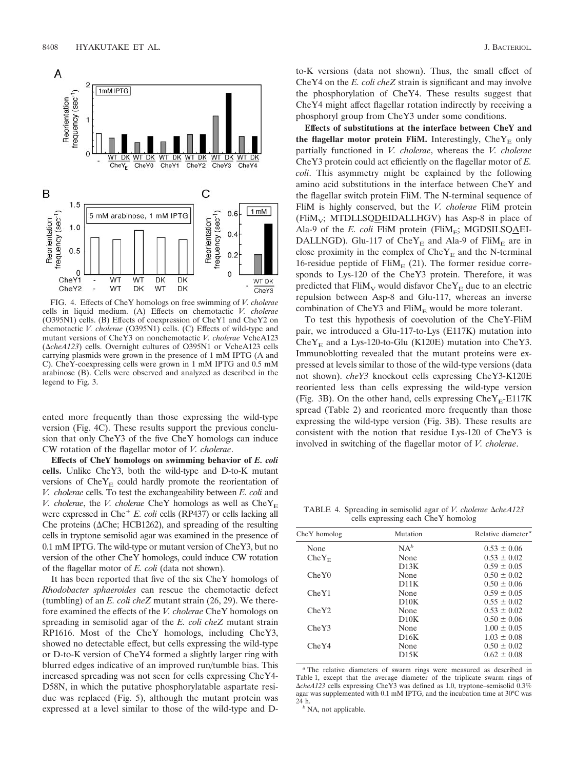FIG. 4. Effects of CheY homologs on free swimming of *V. cholerae* cells in liquid medium. (A) Effects on chemotactic *V. cholerae* (O395N1) cells. (B) Effects of coexpression of CheY1 and CheY2 on chemotactic *V. cholerae* (O395N1) cells. (C) Effects of wild-type and mutant versions of CheY3 on nonchemotactic *V. cholerae* VcheA123 (Δ*cheA123*) cells. Overnight cultures of O395N1 or VcheA123 cells carrying plasmids were grown in the presence of 1 mM IPTG (A and C). CheY-coexpressing cells were grown in 1 mM IPTG and 0.5 mM arabinose (B). Cells were observed and analyzed as described in the legend to Fig. 3.

ented more frequently than those expressing the wild-type version (Fig. 4C). These results support the previous conclusion that only CheY3 of the five CheY homologs can induce CW rotation of the flagellar motor of *V. cholerae*.

**Effects of CheY homologs on swimming behavior of *E. coli* cells.** Unlike CheY3, both the wild-type and D-to-K mutant versions of $CheY_E$ could hardly promote the reorientation of *V. cholerae* cells. To test the exchangeability between *E. coli* and *V. cholerae*, the *V. cholerae* CheY homologs as well as $CheY_E$ were expressed in $Che^+$ *E. coli* cells (RP437) or cells lacking all Che proteins (ΔChe; HCB1262), and spreading of the resulting cells in tryptone semisolid agar was examined in the presence of 0.1 mM IPTG. The wild-type or mutant version of CheY3, but no version of the other CheY homologs, could induce CW rotation of the flagellar motor of *E. coli* (data not shown).

It has been reported that five of the six CheY homologs of *Rhodobacter sphaeroides* can rescue the chemotactic defect (tumbling) of an *E. coli cheZ* mutant strain (26, 29). We therefore examined the effects of the *V. cholerae* CheY homologs on spreading in semisolid agar of the *E. coli cheZ* mutant strain RP1616. Most of the CheY homologs, including CheY3, showed no detectable effect, but cells expressing the wild-type or D-to-K version of CheY4 formed a slightly larger ring with blurred edges indicative of an improved run/tumble bias. This increased spreading was not seen for cells expressing CheY4-D58N, in which the putative phosphorylatable aspartate residue was replaced (Fig. 5), although the mutant protein was expressed at a level similar to those of the wild-type and D-to-K versions (data not shown). Thus, the small effect of CheY4 on the *E. coli cheZ* strain is significant and may involve the phosphorylation of CheY4. These results suggest that CheY4 might affect flagellar rotation indirectly by receiving a phosphoryl group from CheY3 under some conditions.

**Effects of substitutions at the interface between CheY and the flagellar motor protein FliM.** Interestingly, $CheY_E$ only partially functioned in *V. cholerae*, whereas the *V. cholerae* CheY3 protein could act efficiently on the flagellar motor of *E. coli*. This asymmetry might be explained by the following amino acid substitutions in the interface between CheY and the flagellar switch protein FliM. The N-terminal sequence of FliM is highly conserved, but the *V. cholerae* FliM protein ($FliM_V$; MTDLLSQ<u>D</u>EIDALLHGV) has Asp-8 in place of Ala-9 of the *E. coli* FliM protein ($FliM_E$; MGDSILSQ<u>A</u>EIDALLNGD). Glu-117 of $CheY_E$ and Ala-9 of $FliM_E$ are in close proximity in the complex of $CheY_E$ and the N-terminal 16-residue peptide of $FliM_E$ (21). The former residue corresponds to Lys-120 of the CheY3 protein. Therefore, it was predicted that $FliM_V$ would disfavor $CheY_E$ due to an electric repulsion between Asp-8 and Glu-117, whereas an inverse combination of CheY3 and $FliM_E$ would be more tolerant.

To test this hypothesis of coevolution of the CheY-FliM pair, we introduced a Glu-117-to-Lys (E117K) mutation into $CheY_E$ and a Lys-120-to-Glu (K120E) mutation into CheY3. Immunoblotting revealed that the mutant proteins were expressed at levels similar to those of the wild-type versions (data not shown). *cheY3* knockout cells expressing CheY3-K120E reoriented less than cells expressing the wild-type version (Fig. 3B). On the other hand, cells expressing $CheY_E$-E117K spread (Table 2) and reoriented more frequently than those expressing the wild-type version (Fig. 3B). These results are consistent with the notion that residue Lys-120 of CheY3 is involved in switching of the flagellar motor of *V. cholerae*.

TABLE 4. Spreading in semisolid agar of *V. cholerae* Δ*cheA123* cells expressing each CheY homolog

| CheY homolog | Mutation | Relative diameter[a] |
|---|---|---|
| None | NA[b] | 0.53 ± 0.06 |
| $CheY_E$ | None | 0.53 ± 0.02 |
| | D13K | 0.59 ± 0.05 |
| CheY0 | None | 0.50 ± 0.02 |
| | D11K | 0.50 ± 0.06 |
| CheY1 | None | 0.59 ± 0.05 |
| | D10K | 0.55 ± 0.02 |
| CheY2 | None | 0.53 ± 0.02 |
| | D10K | 0.50 ± 0.06 |
| CheY3 | None | 1.00 ± 0.05 |
| | D16K | 1.03 ± 0.08 |
| CheY4 | None | 0.50 ± 0.02 |
| | D15K | 0.62 ± 0.08 |

[a] The relative diameters of swarm rings were measured as described in Table 1, except that the average diameter of the triplicate swarm rings of Δ*cheA123* cells expressing CheY3 was defined as 1.0, tryptone–semisolid 0.3% agar was supplemented with 0.1 mM IPTG, and the incubation time at 30°C was 24 h.

[b] NA, not applicable.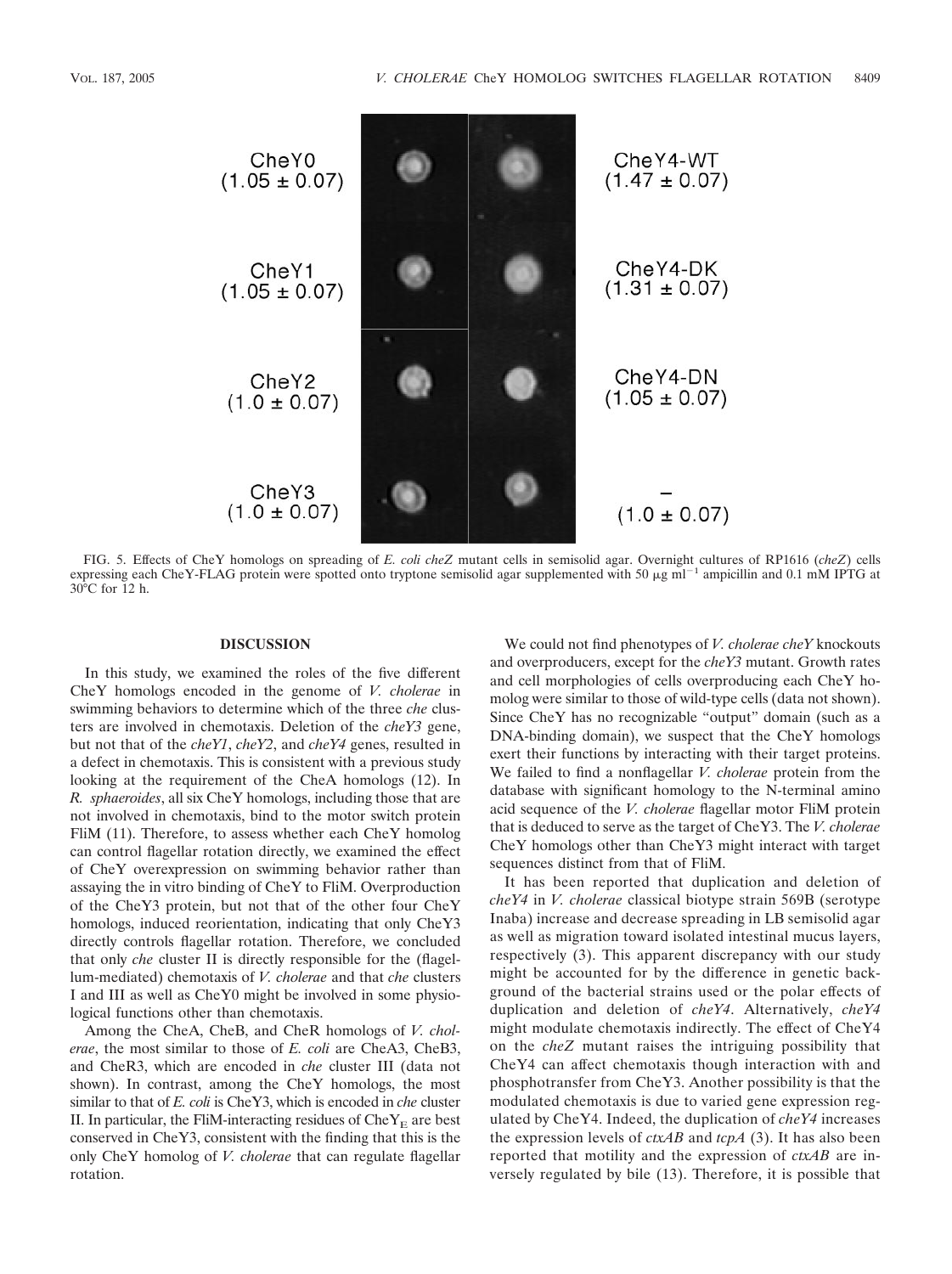CheY0 (1.05 ± 0.07)

CheY1 (1.05 ± 0.07)

CheY2 (1.0 ± 0.07)

CheY3 (1.0 ± 0.07)

CheY4-WT (1.47 ± 0.07)

CheY4-DK (1.31 ± 0.07)

CheY4-DN (1.05 ± 0.07)

– (1.0 ± 0.07)

FIG. 5. Effects of CheY homologs on spreading of *E. coli cheZ* mutant cells in semisolid agar. Overnight cultures of RP1616 (*cheZ*) cells expressing each CheY-FLAG protein were spotted onto tryptone semisolid agar supplemented with 50 μg ml$^{-1}$ ampicillin and 0.1 mM IPTG at 30°C for 12 h.

## DISCUSSION

In this study, we examined the roles of the five different CheY homologs encoded in the genome of *V. cholerae* in swimming behaviors to determine which of the three *che* clusters are involved in chemotaxis. Deletion of the *cheY3* gene, but not that of the *cheY1*, *cheY2*, and *cheY4* genes, resulted in a defect in chemotaxis. This is consistent with a previous study looking at the requirement of the CheA homologs (12). In *R. sphaeroides*, all six CheY homologs, including those that are not involved in chemotaxis, bind to the motor switch protein FliM (11). Therefore, to assess whether each CheY homolog can control flagellar rotation directly, we examined the effect of CheY overexpression on swimming behavior rather than assaying the in vitro binding of CheY to FliM. Overproduction of the CheY3 protein, but not that of the other four CheY homologs, induced reorientation, indicating that only CheY3 directly controls flagellar rotation. Therefore, we concluded that only *che* cluster II is directly responsible for the (flagellum-mediated) chemotaxis of *V. cholerae* and that *che* clusters I and III as well as CheY0 might be involved in some physiological functions other than chemotaxis.

Among the CheA, CheB, and CheR homologs of *V. cholerae*, the most similar to those of *E. coli* are CheA3, CheB3, and CheR3, which are encoded in *che* cluster III (data not shown). In contrast, among the CheY homologs, the most similar to that of *E. coli* is CheY3, which is encoded in *che* cluster II. In particular, the FliM-interacting residues of CheY$_E$ are best conserved in CheY3, consistent with the finding that this is the only CheY homolog of *V. cholerae* that can regulate flagellar rotation.

We could not find phenotypes of *V. cholerae cheY* knockouts and overproducers, except for the *cheY3* mutant. Growth rates and cell morphologies of cells overproducing each CheY homolog were similar to those of wild-type cells (data not shown). Since CheY has no recognizable "output" domain (such as a DNA-binding domain), we suspect that the CheY homologs exert their functions by interacting with their target proteins. We failed to find a nonflagellar *V. cholerae* protein from the database with significant homology to the N-terminal amino acid sequence of the *V. cholerae* flagellar motor FliM protein that is deduced to serve as the target of CheY3. The *V. cholerae* CheY homologs other than CheY3 might interact with target sequences distinct from that of FliM.

It has been reported that duplication and deletion of *cheY4* in *V. cholerae* classical biotype strain 569B (serotype Inaba) increase and decrease spreading in LB semisolid agar as well as migration toward isolated intestinal mucus layers, respectively (3). This apparent discrepancy with our study might be accounted for by the difference in genetic background of the bacterial strains used or the polar effects of duplication and deletion of *cheY4*. Alternatively, *cheY4* might modulate chemotaxis indirectly. The effect of CheY4 on the *cheZ* mutant raises the intriguing possibility that CheY4 can affect chemotaxis though interaction with and phosphotransfer from CheY3. Another possibility is that the modulated chemotaxis is due to varied gene expression regulated by CheY4. Indeed, the duplication of *cheY4* increases the expression levels of *ctxAB* and *tcpA* (3). It has also been reported that motility and the expression of *ctxAB* are inversely regulated by bile (13). Therefore, it is possible that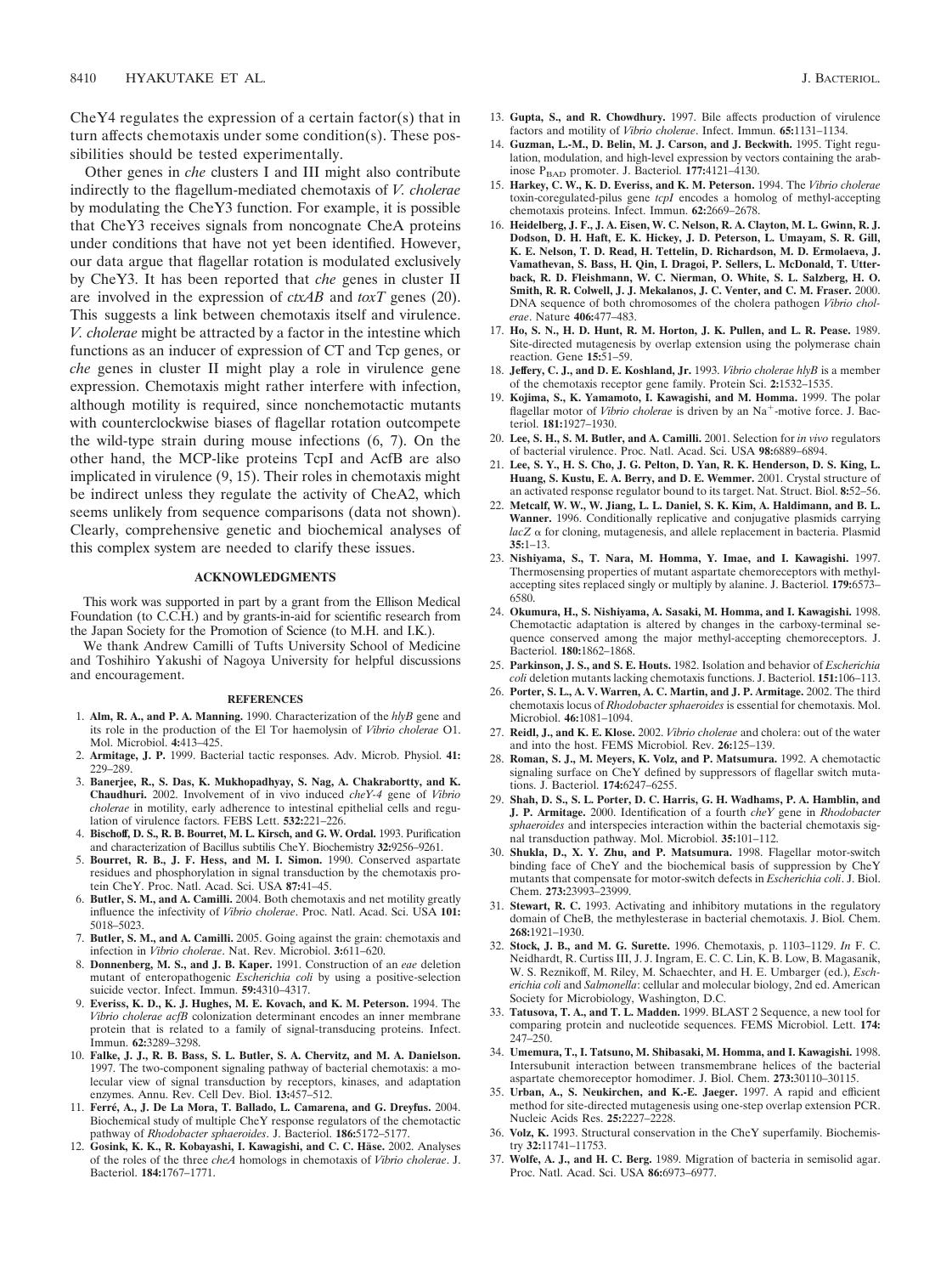CheY4 regulates the expression of a certain factor(s) that in turn affects chemotaxis under some condition(s). These possibilities should be tested experimentally.

Other genes in *che* clusters I and III might also contribute indirectly to the flagellum-mediated chemotaxis of *V. cholerae* by modulating the CheY3 function. For example, it is possible that CheY3 receives signals from noncognate CheA proteins under conditions that have not yet been identified. However, our data argue that flagellar rotation is modulated exclusively by CheY3. It has been reported that *che* genes in cluster II are involved in the expression of *ctxAB* and *toxT* genes (20). This suggests a link between chemotaxis itself and virulence. *V. cholerae* might be attracted by a factor in the intestine which functions as an inducer of expression of CT and Tcp genes, or *che* genes in cluster II might play a role in virulence gene expression. Chemotaxis might rather interfere with infection, although motility is required, since nonchemotactic mutants with counterclockwise biases of flagellar rotation outcompete the wild-type strain during mouse infections (6, 7). On the other hand, the MCP-like proteins TcpI and AcfB are also implicated in virulence (9, 15). Their roles in chemotaxis might be indirect unless they regulate the activity of CheA2, which seems unlikely from sequence comparisons (data not shown). Clearly, comprehensive genetic and biochemical analyses of this complex system are needed to clarify these issues.

## ACKNOWLEDGMENTS

This work was supported in part by a grant from the Ellison Medical Foundation (to C.C.H.) and by grants-in-aid for scientific research from the Japan Society for the Promotion of Science (to M.H. and I.K.).

We thank Andrew Camilli of Tufts University School of Medicine and Toshihiro Yakushi of Nagoya University for helpful discussions and encouragement.

## REFERENCES

1. **Alm, R. A., and P. A. Manning.** 1990. Characterization of the *hlyB* gene and its role in the production of the El Tor haemolysin of *Vibrio cholerae* O1. Mol. Microbiol. **4:**413–425.
2. **Armitage, J. P.** 1999. Bacterial tactic responses. Adv. Microb. Physiol. **41:** 229–289.
3. **Banerjee, R., S. Das, K. Mukhopadhyay, S. Nag, A. Chakrabortty, and K. Chaudhuri.** 2002. Involvement of in vivo induced *cheY-4* gene of *Vibrio cholerae* in motility, early adherence to intestinal epithelial cells and regulation of virulence factors. FEBS Lett. **532:**221–226.
4. **Bischoff, D. S., R. B. Bourret, M. L. Kirsch, and G. W. Ordal.** 1993. Purification and characterization of Bacillus subtilis CheY. Biochemistry **32:**9256–9261.
5. **Bourret, R. B., J. F. Hess, and M. I. Simon.** 1990. Conserved aspartate residues and phosphorylation in signal transduction by the chemotaxis protein CheY. Proc. Natl. Acad. Sci. USA **87:**41–45.
6. **Butler, S. M., and A. Camilli.** 2004. Both chemotaxis and net motility greatly influence the infectivity of *Vibrio cholerae*. Proc. Natl. Acad. Sci. USA **101:** 5018–5023.
7. **Butler, S. M., and A. Camilli.** 2005. Going against the grain: chemotaxis and infection in *Vibrio cholerae*. Nat. Rev. Microbiol. **3:**611–620.
8. **Donnenberg, M. S., and J. B. Kaper.** 1991. Construction of an *eae* deletion mutant of enteropathogenic *Escherichia coli* by using a positive-selection suicide vector. Infect. Immun. **59:**4310–4317.
9. **Everiss, K. D., K. J. Hughes, M. E. Kovach, and K. M. Peterson.** 1994. The *Vibrio cholerae acfB* colonization determinant encodes an inner membrane protein that is related to a family of signal-transducing proteins. Infect. Immun. **62:**3289–3298.
10. **Falke, J. J., R. B. Bass, S. L. Butler, S. A. Chervitz, and M. A. Danielson.** 1997. The two-component signaling pathway of bacterial chemotaxis: a molecular view of signal transduction by receptors, kinases, and adaptation enzymes. Annu. Rev. Cell Dev. Biol. **13:**457–512.
11. **Ferré, A., J. De La Mora, T. Ballado, L. Camarena, and G. Dreyfus.** 2004. Biochemical study of multiple CheY response regulators of the chemotactic pathway of *Rhodobacter sphaeroides*. J. Bacteriol. **186:**5172–5177.
12. **Gosink, K. K., R. Kobayashi, I. Kawagishi, and C. C. Häse.** 2002. Analyses of the roles of the three *cheA* homologs in chemotaxis of *Vibrio cholerae*. J. Bacteriol. **184:**1767–1771.
13. **Gupta, S., and R. Chowdhury.** 1997. Bile affects production of virulence factors and motility of *Vibrio cholerae*. Infect. Immun. **65:**1131–1134.
14. **Guzman, L.-M., D. Belin, M. J. Carson, and J. Beckwith.** 1995. Tight regulation, modulation, and high-level expression by vectors containing the arabinose $P_{BAD}$ promoter. J. Bacteriol. **177:**4121–4130.
15. **Harkey, C. W., K. D. Everiss, and K. M. Peterson.** 1994. The *Vibrio cholerae* toxin-coregulated-pilus gene *tcpI* encodes a homolog of methyl-accepting chemotaxis proteins. Infect. Immun. **62:**2669–2678.
16. **Heidelberg, J. F., J. A. Eisen, W. C. Nelson, R. A. Clayton, M. L. Gwinn, R. J. Dodson, D. H. Haft, E. K. Hickey, J. D. Peterson, L. Umayam, S. R. Gill, K. E. Nelson, T. D. Read, H. Tettelin, D. Richardson, M. D. Ermolaeva, J. Vamathevan, S. Bass, H. Qin, I. Dragoi, P. Sellers, L. McDonald, T. Utterback, R. D. Fleishmann, W. C. Nierman, O. White, S. L. Salzberg, H. O. Smith, R. R. Colwell, J. J. Mekalanos, J. C. Venter, and C. M. Fraser.** 2000. DNA sequence of both chromosomes of the cholera pathogen *Vibrio cholerae*. Nature **406:**477–483.
17. **Ho, S. N., H. D. Hunt, R. M. Horton, J. K. Pullen, and L. R. Pease.** 1989. Site-directed mutagenesis by overlap extension using the polymerase chain reaction. Gene **15:**51–59.
18. **Jeffery, C. J., and D. E. Koshland, Jr.** 1993. *Vibrio cholerae hlyB* is a member of the chemotaxis receptor gene family. Protein Sci. **2:**1532–1535.
19. **Kojima, S., K. Yamamoto, I. Kawagishi, and M. Homma.** 1999. The polar flagellar motor of *Vibrio cholerae* is driven by an $Na^+$-motive force. J. Bacteriol. **181:**1927–1930.
20. **Lee, S. H., S. M. Butler, and A. Camilli.** 2001. Selection for *in vivo* regulators of bacterial virulence. Proc. Natl. Acad. Sci. USA **98:**6889–6894.
21. **Lee, S. Y., H. S. Cho, J. G. Pelton, D. Yan, R. K. Henderson, D. S. King, L. Huang, S. Kustu, E. A. Berry, and D. E. Wemmer.** 2001. Crystal structure of an activated response regulator bound to its target. Nat. Struct. Biol. **8:**52–56.
22. **Metcalf, W. W., W. Jiang, L. L. Daniel, S. K. Kim, A. Haldimann, and B. L. Wanner.** 1996. Conditionally replicative and conjugative plasmids carrying *lacZ* α for cloning, mutagenesis, and allele replacement in bacteria. Plasmid **35:**1–13.
23. **Nishiyama, S., T. Nara, M. Homma, Y. Imae, and I. Kawagishi.** 1997. Thermosensing properties of mutant aspartate chemoreceptors with methyl-accepting sites replaced singly or multiply by alanine. J. Bacteriol. **179:**6573–6580.
24. **Okumura, H., S. Nishiyama, A. Sasaki, M. Homma, and I. Kawagishi.** 1998. Chemotactic adaptation is altered by changes in the carboxy-terminal sequence conserved among the major methyl-accepting chemoreceptors. J. Bacteriol. **180:**1862–1868.
25. **Parkinson, J. S., and S. E. Houts.** 1982. Isolation and behavior of *Escherichia coli* deletion mutants lacking chemotaxis functions. J. Bacteriol. **151:**106–113.
26. **Porter, S. L., A. V. Warren, A. C. Martin, and J. P. Armitage.** 2002. The third chemotaxis locus of *Rhodobacter sphaeroides* is essential for chemotaxis. Mol. Microbiol. **46:**1081–1094.
27. **Reidl, J., and K. E. Klose.** 2002. *Vibrio cholerae* and cholera: out of the water and into the host. FEMS Microbiol. Rev. **26:**125–139.
28. **Roman, S. J., M. Meyers, K. Volz, and P. Matsumura.** 1992. A chemotactic signaling surface on CheY defined by suppressors of flagellar switch mutations. J. Bacteriol. **174:**6247–6255.
29. **Shah, D. S., S. L. Porter, D. C. Harris, G. H. Wadhams, P. A. Hamblin, and J. P. Armitage.** 2000. Identification of a fourth *cheY* gene in *Rhodobacter sphaeroides* and interspecies interaction within the bacterial chemotaxis signal transduction pathway. Mol. Microbiol. **35:**101–112.
30. **Shukla, D., X. Y. Zhu, and P. Matsumura.** 1998. Flagellar motor-switch binding face of CheY and the biochemical basis of suppression by CheY mutants that compensate for motor-switch defects in *Escherichia coli*. J. Biol. Chem. **273:**23993–23999.
31. **Stewart, R. C.** 1993. Activating and inhibitory mutations in the regulatory domain of CheB, the methylesterase in bacterial chemotaxis. J. Biol. Chem. **268:**1921–1930.
32. **Stock, J. B., and M. G. Surette.** 1996. Chemotaxis, p. 1103–1129. *In* F. C. Neidhardt, R. Curtiss III, J. L. Ingram, E. C. C. Lin, K. B. Low, B. Magasanik, W. S. Reznikoff, M. Riley, M. Schaechter, and H. E. Umbarger (ed.), *Escherichia coli* and *Salmonella*: cellular and molecular biology, 2nd ed. American Society for Microbiology, Washington, D.C.
33. **Tatusova, T. A., and T. L. Madden.** 1999. BLAST 2 Sequence, a new tool for comparing protein and nucleotide sequences. FEMS Microbiol. Lett. **174:** 247–250.
34. **Umemura, T., I. Tatsuno, M. Shibasaki, M. Homma, and I. Kawagishi.** 1998. Intersubunit interaction between transmembrane helices of the bacterial aspartate chemoreceptor homodimer. J. Biol. Chem. **273:**30110–30115.
35. **Urban, A., S. Neukirchen, and K.-E. Jaeger.** 1997. A rapid and efficient method for site-directed mutagenesis using one-step overlap extension PCR. Nucleic Acids Res. **25:**2227–2228.
36. **Volz, K.** 1993. Structural conservation in the CheY superfamily. Biochemistry **32:**11741–11753.
37. **Wolfe, A. J., and H. C. Berg.** 1989. Migration of bacteria in semisolid agar. Proc. Natl. Acad. Sci. USA **86:**6973–6977.